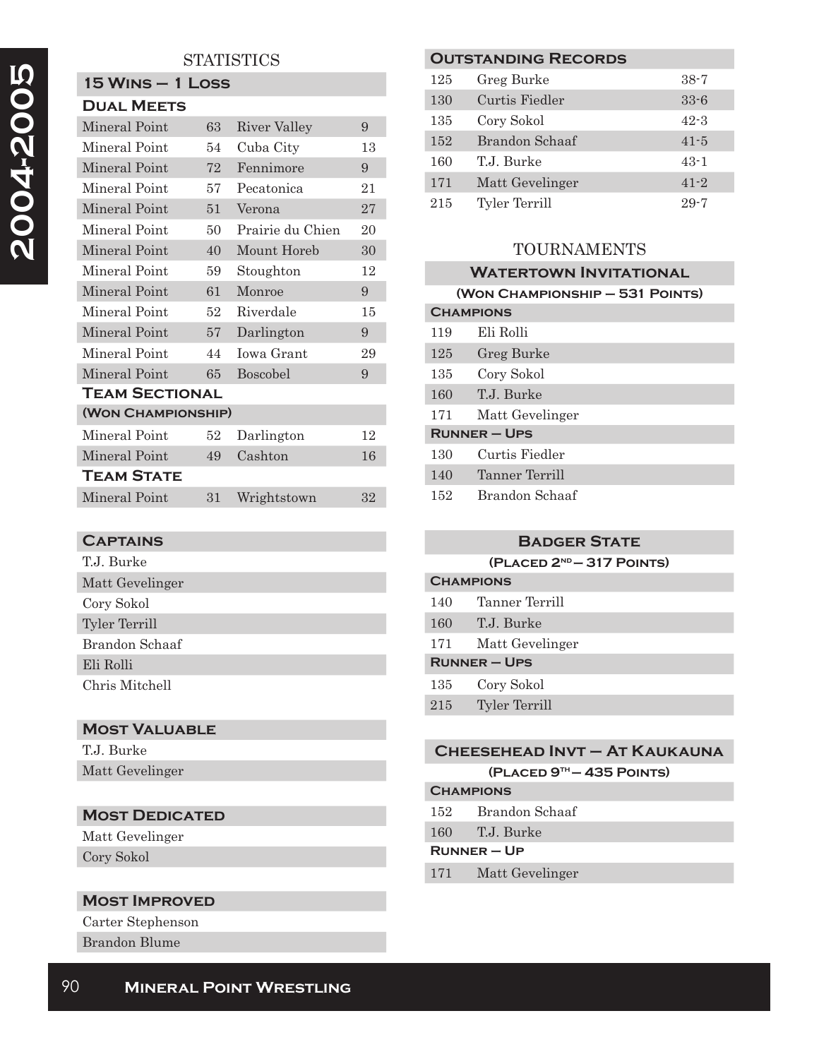# 2004-2005

## STATISTICS

### 15 Wins – 1 Loss

#### Dual Meets

| | | | |
|---|---|---|---|
| Mineral Point | 63 | River Valley | 9 |
| Mineral Point | 54 | Cuba City | 13 |
| Mineral Point | 72 | Fennimore | 9 |
| Mineral Point | 57 | Pecatonica | 21 |
| Mineral Point | 51 | Verona | 27 |
| Mineral Point | 50 | Prairie du Chien | 20 |
| Mineral Point | 40 | Mount Horeb | 30 |
| Mineral Point | 59 | Stoughton | 12 |
| Mineral Point | 61 | Monroe | 9 |
| Mineral Point | 52 | Riverdale | 15 |
| Mineral Point | 57 | Darlington | 9 |
| Mineral Point | 44 | Iowa Grant | 29 |
| Mineral Point | 65 | Boscobel | 9 |

#### Team Sectional

(Won Championship)

| | | | |
|---|---|---|---|
| Mineral Point | 52 | Darlington | 12 |
| Mineral Point | 49 | Cashton | 16 |

#### Team State

| | | | |
|---|---|---|---|
| Mineral Point | 31 | Wrightstown | 32 |

### Captains

- T.J. Burke
- Matt Gevelinger
- Cory Sokol
- Tyler Terrill
- Brandon Schaaf
- Eli Rolli
- Chris Mitchell

### Most Valuable

- T.J. Burke
- Matt Gevelinger

### Most Dedicated

- Matt Gevelinger
- Cory Sokol

### Most Improved

- Carter Stephenson
- Brandon Blume

### Outstanding Records

| | | |
|---|---|---|
| 125 | Greg Burke | 38-7 |
| 130 | Curtis Fiedler | 33-6 |
| 135 | Cory Sokol | 42-3 |
| 152 | Brandon Schaaf | 41-5 |
| 160 | T.J. Burke | 43-1 |
| 171 | Matt Gevelinger | 41-2 |
| 215 | Tyler Terrill | 29-7 |

## TOURNAMENTS

### Watertown Invitational

(Won Championship – 531 Points)

**Champions**

| | |
|---|---|
| 119 | Eli Rolli |
| 125 | Greg Burke |
| 135 | Cory Sokol |
| 160 | T.J. Burke |
| 171 | Matt Gevelinger |

**Runner – Ups**

| | |
|---|---|
| 130 | Curtis Fiedler |
| 140 | Tanner Terrill |
| 152 | Brandon Schaaf |

### Badger State

(Placed 2nd – 317 Points)

**Champions**

| | |
|---|---|
| 140 | Tanner Terrill |
| 160 | T.J. Burke |
| 171 | Matt Gevelinger |

**Runner – Ups**

| | |
|---|---|
| 135 | Cory Sokol |
| 215 | Tyler Terrill |

### Cheesehead Invt – At Kaukauna

(Placed 9th – 435 Points)

**Champions**

| | |
|---|---|
| 152 | Brandon Schaaf |
| 160 | T.J. Burke |

**Runner – Up**

| | |
|---|---|
| 171 | Matt Gevelinger |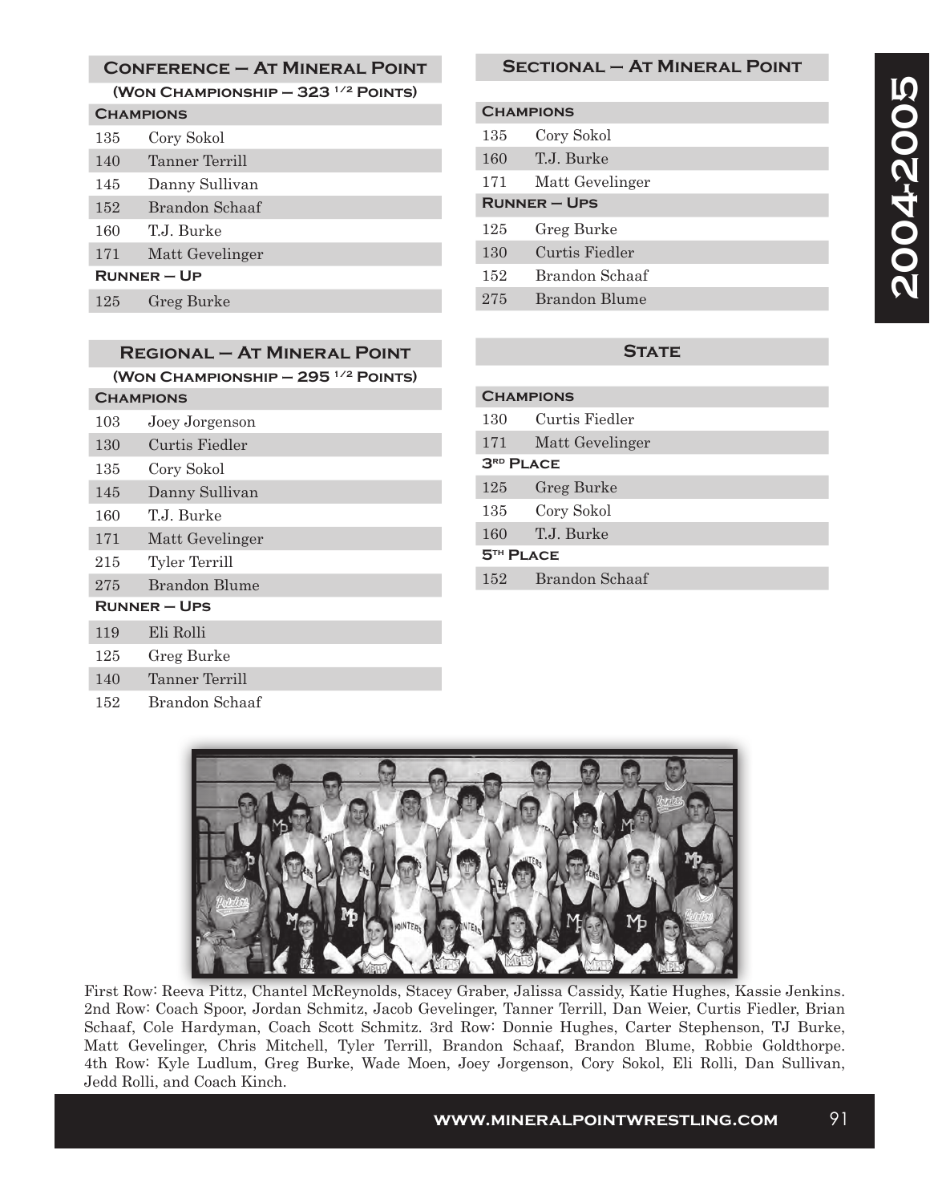## Conference – At Mineral Point

**(Won Championship – 323 1/2 Points)**

| | |
|---|---|
| **Champions** | |
| 135 | Cory Sokol |
| 140 | Tanner Terrill |
| 145 | Danny Sullivan |
| 152 | Brandon Schaaf |
| 160 | T.J. Burke |
| 171 | Matt Gevelinger |
| **Runner – Up** | |
| 125 | Greg Burke |

## Regional – At Mineral Point

**(Won Championship – 295 1/2 Points)**

| | |
|---|---|
| **Champions** | |
| 103 | Joey Jorgenson |
| 130 | Curtis Fiedler |
| 135 | Cory Sokol |
| 145 | Danny Sullivan |
| 160 | T.J. Burke |
| 171 | Matt Gevelinger |
| 215 | Tyler Terrill |
| 275 | Brandon Blume |
| **Runner – Ups** | |
| 119 | Eli Rolli |
| 125 | Greg Burke |
| 140 | Tanner Terrill |
| 152 | Brandon Schaaf |

## Sectional – At Mineral Point

| | |
|---|---|
| **Champions** | |
| 135 | Cory Sokol |
| 160 | T.J. Burke |
| 171 | Matt Gevelinger |
| **Runner – Ups** | |
| 125 | Greg Burke |
| 130 | Curtis Fiedler |
| 152 | Brandon Schaaf |
| 275 | Brandon Blume |

## State

| | |
|---|---|
| **Champions** | |
| 130 | Curtis Fiedler |
| 171 | Matt Gevelinger |
| **3rd Place** | |
| 125 | Greg Burke |
| 135 | Cory Sokol |
| 160 | T.J. Burke |
| **5th Place** | |
| 152 | Brandon Schaaf |

First Row: Reeva Pittz, Chantel McReynolds, Stacey Graber, Jalissa Cassidy, Katie Hughes, Kassie Jenkins. 2nd Row: Coach Spoor, Jordan Schmitz, Jacob Gevelinger, Tanner Terrill, Dan Weier, Curtis Fiedler, Brian Schaaf, Cole Hardyman, Coach Scott Schmitz. 3rd Row: Donnie Hughes, Carter Stephenson, TJ Burke, Matt Gevelinger, Chris Mitchell, Tyler Terrill, Brandon Schaaf, Brandon Blume, Robbie Goldthorpe. 4th Row: Kyle Ludlum, Greg Burke, Wade Moen, Joey Jorgenson, Cory Sokol, Eli Rolli, Dan Sullivan, Jedd Rolli, and Coach Kinch.